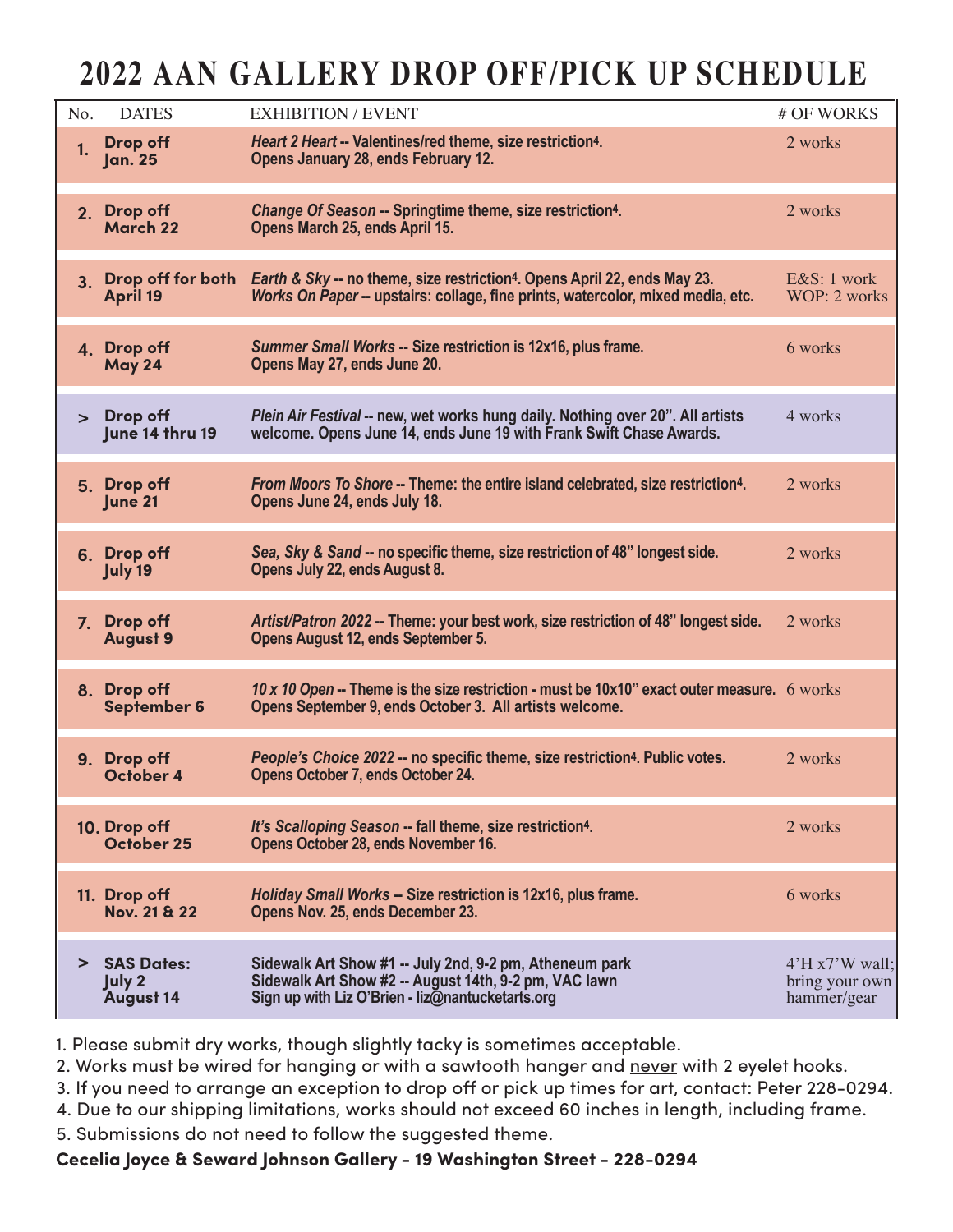# 2022 AAN GALLERY DROP OFF/PICK UP SCHEDULE

| No. | DATES | EXHIBITION / EVENT | # OF WORKS |
|---|---|---|---|
| 1. | **Drop off Jan. 25** | ***Heart 2 Heart*** **-- Valentines/red theme, size restriction[4]. Opens January 28, ends February 12.** | 2 works |
| 2. | **Drop off March 22** | ***Change Of Season*** **-- Springtime theme, size restriction[4]. Opens March 25, ends April 15.** | 2 works |
| 3. | **Drop off for both April 19** | ***Earth & Sky*** **-- no theme, size restriction[4]. Opens April 22, ends May 23.** ***Works On Paper*** **-- upstairs: collage, fine prints, watercolor, mixed media, etc.** | E&S: 1 work WOP: 2 works |
| 4. | **Drop off May 24** | ***Summer Small Works*** **-- Size restriction is 12x16, plus frame. Opens May 27, ends June 20.** | 6 works |
| > | **Drop off June 14 thru 19** | ***Plein Air Festival*** **-- new, wet works hung daily. Nothing over 20". All artists welcome. Opens June 14, ends June 19 with Frank Swift Chase Awards.** | 4 works |
| 5. | **Drop off June 21** | ***From Moors To Shore*** **-- Theme: the entire island celebrated, size restriction[4]. Opens June 24, ends July 18.** | 2 works |
| 6. | **Drop off July 19** | ***Sea, Sky & Sand*** **-- no specific theme, size restriction of 48" longest side. Opens July 22, ends August 8.** | 2 works |
| 7. | **Drop off August 9** | ***Artist/Patron 2022*** **-- Theme: your best work, size restriction of 48" longest side. Opens August 12, ends September 5.** | 2 works |
| 8. | **Drop off September 6** | ***10 x 10 Open*** **-- Theme is the size restriction - must be 10x10" exact outer measure. Opens September 9, ends October 3. All artists welcome.** | 6 works |
| 9. | **Drop off October 4** | ***People's Choice 2022*** **-- no specific theme, size restriction[4]. Public votes. Opens October 7, ends October 24.** | 2 works |
| 10. | **Drop off October 25** | ***It's Scalloping Season*** **-- fall theme, size restriction[4]. Opens October 28, ends November 16.** | 2 works |
| 11. | **Drop off Nov. 21 & 22** | ***Holiday Small Works*** **-- Size restriction is 12x16, plus frame. Opens Nov. 25, ends December 23.** | 6 works |
| > | **SAS Dates: July 2 August 14** | **Sidewalk Art Show #1 -- July 2nd, 9-2 pm, Atheneum park Sidewalk Art Show #2 -- August 14th, 9-2 pm, VAC lawn Sign up with Liz O'Brien - liz@nantucketarts.org** | 4'H x7'W wall; bring your own hammer/gear |

1. Please submit dry works, though slightly tacky is sometimes acceptable.
2. Works must be wired for hanging or with a sawtooth hanger and <u>never</u> with 2 eyelet hooks.
3. If you need to arrange an exception to drop off or pick up times for art, contact: Peter 228-0294.
4. Due to our shipping limitations, works should not exceed 60 inches in length, including frame.
5. Submissions do not need to follow the suggested theme.

**Cecelia Joyce & Seward Johnson Gallery - 19 Washington Street - 228-0294**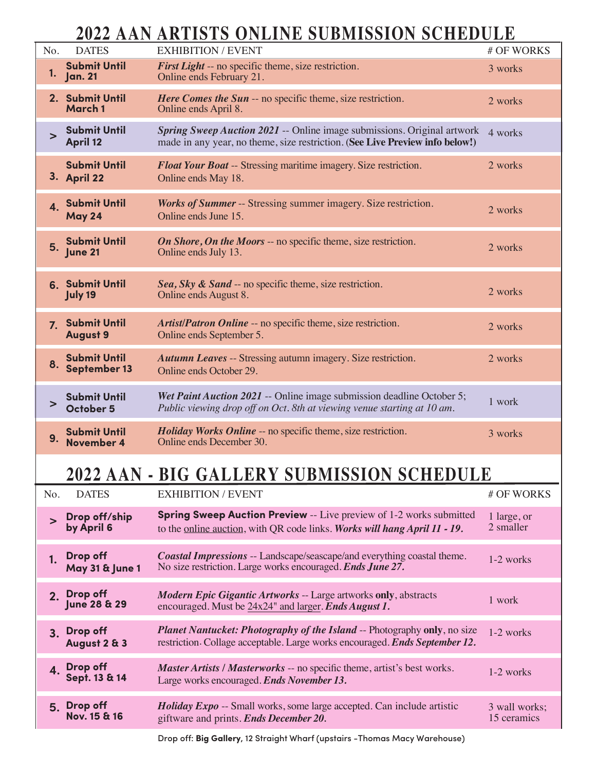# 2022 AAN ARTISTS ONLINE SUBMISSION SCHEDULE

| No. | DATES | EXHIBITION / EVENT | # OF WORKS |
|---|---|---|---|
| 1. | **Submit Until Jan. 21** | ***First Light*** -- no specific theme, size restriction. Online ends February 21. | 3 works |
| 2. | **Submit Until March 1** | ***Here Comes the Sun*** -- no specific theme, size restriction. Online ends April 8. | 2 works |
| > | **Submit Until April 12** | ***Spring Sweep Auction 2021*** -- Online image submissions. Original artwork made in any year, no theme, size restriction. (**See Live Preview info below!**) | 4 works |
| 3. | **Submit Until April 22** | ***Float Your Boat*** -- Stressing maritime imagery. Size restriction. Online ends May 18. | 2 works |
| 4. | **Submit Until May 24** | ***Works of Summer*** -- Stressing summer imagery. Size restriction. Online ends June 15. | 2 works |
| 5. | **Submit Until June 21** | ***On Shore, On the Moors*** -- no specific theme, size restriction. Online ends July 13. | 2 works |
| 6. | **Submit Until July 19** | ***Sea, Sky & Sand*** -- no specific theme, size restriction. Online ends August 8. | 2 works |
| 7. | **Submit Until August 9** | ***Artist/Patron Online*** -- no specific theme, size restriction. Online ends September 5. | 2 works |
| 8. | **Submit Until September 13** | ***Autumn Leaves*** -- Stressing autumn imagery. Size restriction. Online ends October 29. | 2 works |
| > | **Submit Until October 5** | ***Wet Paint Auction 2021*** -- Online image submission deadline October 5; *Public viewing drop off on Oct. 8th at viewing venue starting at 10 am.* | 1 work |
| 9. | **Submit Until November 4** | ***Holiday Works Online*** -- no specific theme, size restriction. Online ends December 30. | 3 works |

# 2022 AAN - BIG GALLERY SUBMISSION SCHEDULE

| No. | DATES | EXHIBITION / EVENT | # OF WORKS |
|---|---|---|---|
| > | **Drop off/ship by April 6** | **Spring Sweep Auction Preview** -- Live preview of 1-2 works submitted to the online auction, with QR code links. ***Works will hang April 11 - 19.*** | 1 large, or 2 smaller |
| 1. | **Drop off May 31 & June 1** | ***Coastal Impressions*** -- Landscape/seascape/and everything coastal theme. No size restriction. Large works encouraged. ***Ends June 27.*** | 1-2 works |
| 2. | **Drop off June 28 & 29** | ***Modern Epic Gigantic Artworks*** -- Large artworks **only**, abstracts encouraged. Must be 24x24" and larger. ***Ends August 1.*** | 1 work |
| 3. | **Drop off August 2 & 3** | ***Planet Nantucket: Photography of the Island*** -- Photography **only**, no size restriction. Collage acceptable. Large works encouraged. ***Ends September 12.*** | 1-2 works |
| 4. | **Drop off Sept. 13 & 14** | ***Master Artists / Masterworks*** -- no specific theme, artist's best works. Large works encouraged. ***Ends November 13.*** | 1-2 works |
| 5. | **Drop off Nov. 15 & 16** | ***Holiday Expo*** -- Small works, some large accepted. Can include artistic giftware and prints. ***Ends December 20.*** | 3 wall works; 15 ceramics |

Drop off: **Big Gallery**, 12 Straight Wharf (upstairs -Thomas Macy Warehouse)